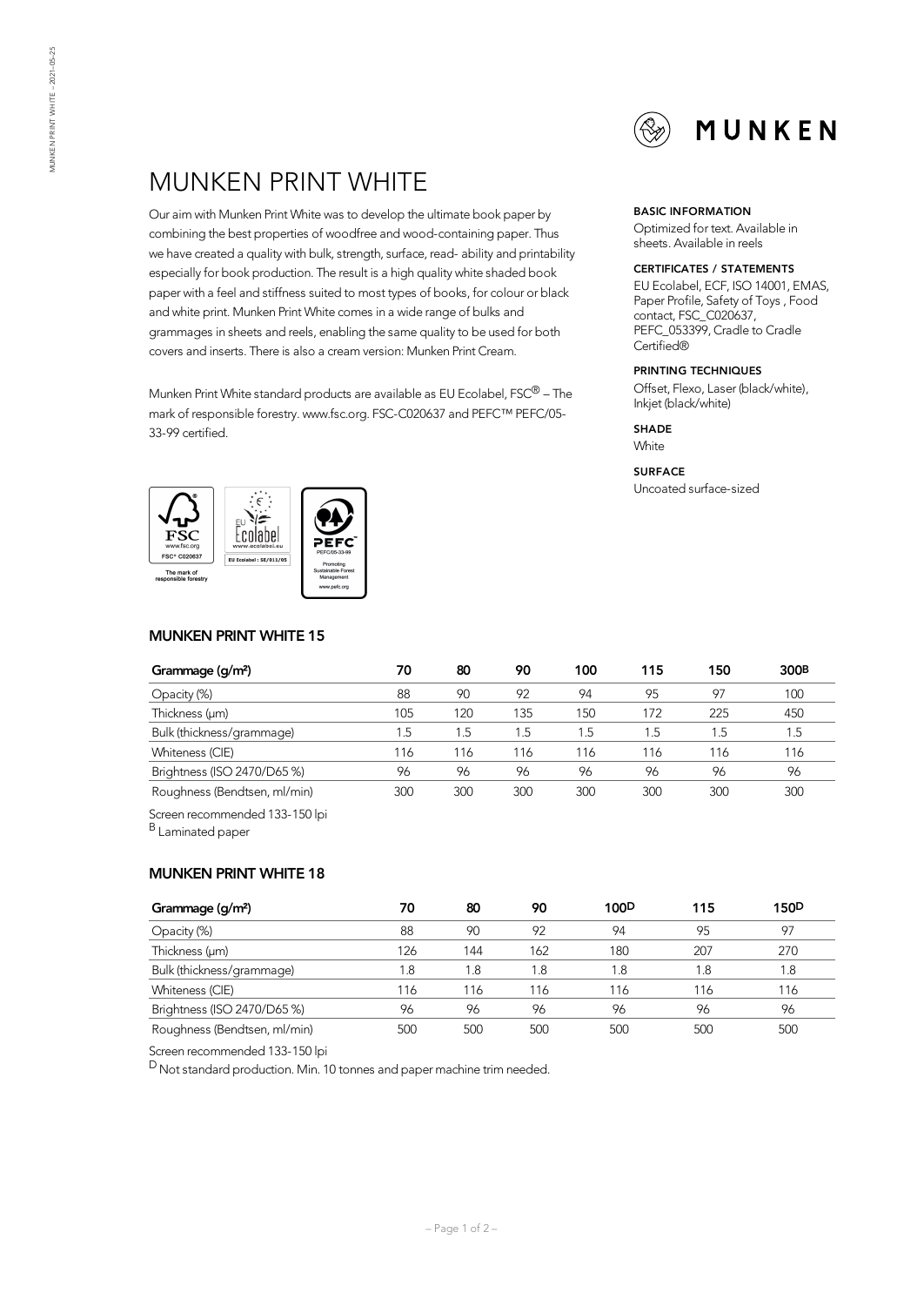# MUNKEN PRINT WHITE

Our aim with Munken Print White was to develop the ultimate book paper by combining the best properties of woodfree and wood-containing paper. Thus we have created a quality with bulk, strength, surface, read- ability and printability especially for book production. The result is a high quality white shaded book paper with a feel and stiffness suited to most types of books, for colour or black and white print. Munken Print White comes in a wide range of bulks and grammages in sheets and reels, enabling the same quality to be used for both covers and inserts. There is also a cream version: Munken Print Cream.

Munken Print White standard products are available as EU Ecolabel, FSC® – The mark of responsible forestry. www.fsc.org. FSC-C020637 and PEFC™ PEFC/05-33-99 certified.

**BASIC INFORMATION**

Optimized for text. Available in sheets. Available in reels

**CERTIFICATES / STATEMENTS**

EU Ecolabel, ECF, ISO 14001, EMAS, Paper Profile, Safety of Toys , Food contact, FSC_C020637, PEFC_053399, Cradle to Cradle Certified®

**PRINTING TECHNIQUES**

Offset, Flexo, Laser (black/white), Inkjet (black/white)

**SHADE**

White

**SURFACE**

Uncoated surface-sized

### MUNKEN PRINT WHITE 15

| Grammage (g/m²) | 70 | 80 | 90 | 100 | 115 | 150 | 300[B] |
|---|---|---|---|---|---|---|---|
| Opacity (%) | 88 | 90 | 92 | 94 | 95 | 97 | 100 |
| Thickness (µm) | 105 | 120 | 135 | 150 | 172 | 225 | 450 |
| Bulk (thickness/grammage) | 1.5 | 1.5 | 1.5 | 1.5 | 1.5 | 1.5 | 1.5 |
| Whiteness (CIE) | 116 | 116 | 116 | 116 | 116 | 116 | 116 |
| Brightness (ISO 2470/D65 %) | 96 | 96 | 96 | 96 | 96 | 96 | 96 |
| Roughness (Bendtsen, ml/min) | 300 | 300 | 300 | 300 | 300 | 300 | 300 |

Screen recommended 133-150 lpi

[B] Laminated paper

### MUNKEN PRINT WHITE 18

| Grammage (g/m²) | 70 | 80 | 90 | 100[D] | 115 | 150[D] |
|---|---|---|---|---|---|---|
| Opacity (%) | 88 | 90 | 92 | 94 | 95 | 97 |
| Thickness (µm) | 126 | 144 | 162 | 180 | 207 | 270 |
| Bulk (thickness/grammage) | 1.8 | 1.8 | 1.8 | 1.8 | 1.8 | 1.8 |
| Whiteness (CIE) | 116 | 116 | 116 | 116 | 116 | 116 |
| Brightness (ISO 2470/D65 %) | 96 | 96 | 96 | 96 | 96 | 96 |
| Roughness (Bendtsen, ml/min) | 500 | 500 | 500 | 500 | 500 | 500 |

Screen recommended 133-150 lpi

[D] Not standard production. Min. 10 tonnes and paper machine trim needed.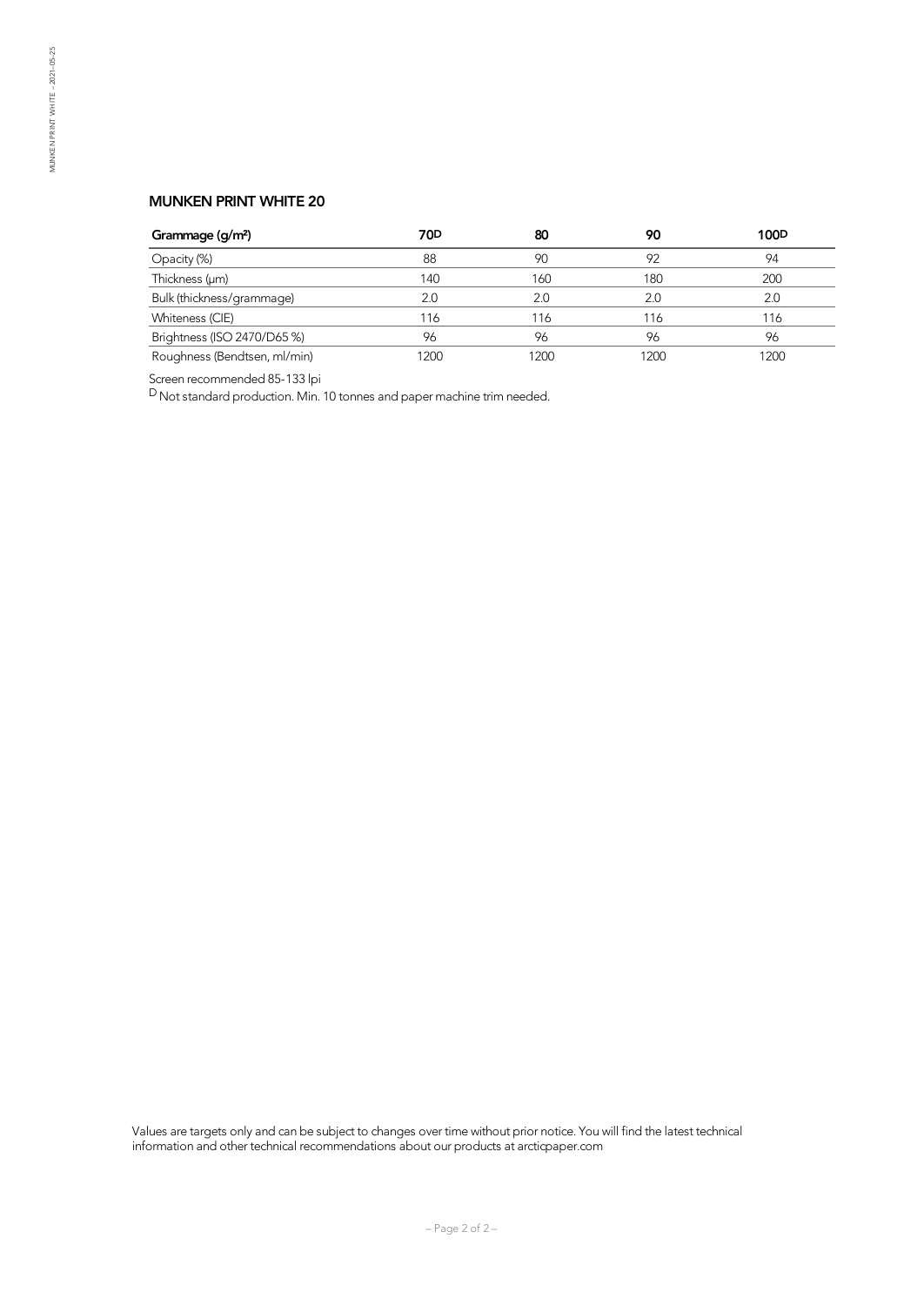## MUNKEN PRINT WHITE 20

| Grammage (g/m²) | 70[D] | 80 | 90 | 100[D] |
|---|---|---|---|---|
| Opacity (%) | 88 | 90 | 92 | 94 |
| Thickness (µm) | 140 | 160 | 180 | 200 |
| Bulk (thickness/grammage) | 2.0 | 2.0 | 2.0 | 2.0 |
| Whiteness (CIE) | 116 | 116 | 116 | 116 |
| Brightness (ISO 2470/D65 %) | 96 | 96 | 96 | 96 |
| Roughness (Bendtsen, ml/min) | 1200 | 1200 | 1200 | 1200 |

Screen recommended 85-133 lpi

[D] Not standard production. Min. 10 tonnes and paper machine trim needed.

Values are targets only and can be subject to changes over time without prior notice. You will find the latest technical information and other technical recommendations about our products at arcticpaper.com